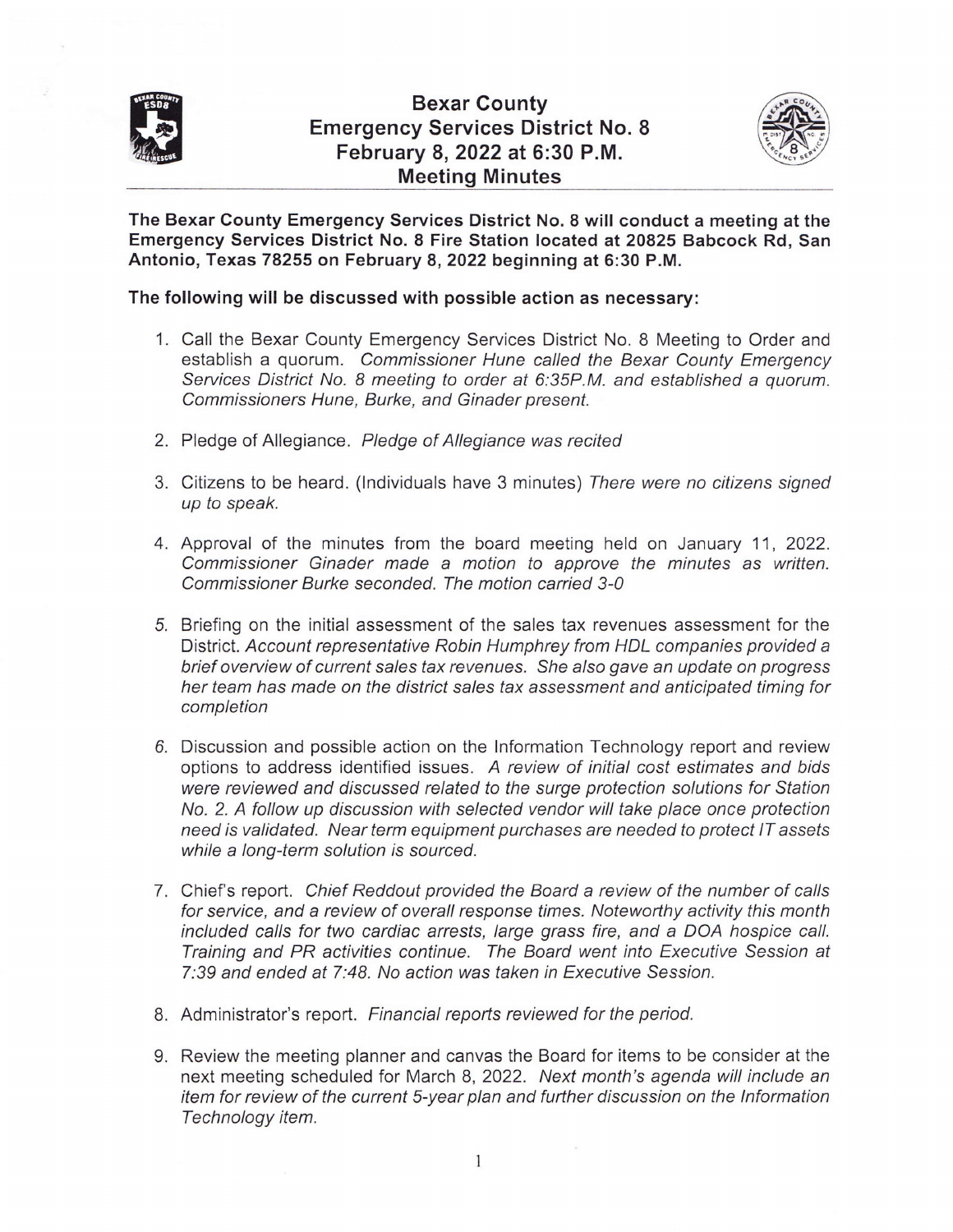# Bexar County Emergency Services District No. 8
## February 8, 2022 at 6:30 P.M.
## Meeting Minutes

**The Bexar County Emergency Services District No. 8 will conduct a meeting at the Emergency Services District No. 8 Fire Station located at 20825 Babcock Rd, San Antonio, Texas 78255 on February 8, 2022 beginning at 6:30 P.M.**

**The following will be discussed with possible action as necessary:**

1. Call the Bexar County Emergency Services District No. 8 Meeting to Order and establish a quorum. *Commissioner Hune called the Bexar County Emergency Services District No. 8 meeting to order at 6:35P.M. and established a quorum. Commissioners Hune, Burke, and Ginader present.*

2. Pledge of Allegiance. *Pledge of Allegiance was recited*

3. Citizens to be heard. (Individuals have 3 minutes) *There were no citizens signed up to speak.*

4. Approval of the minutes from the board meeting held on January 11, 2022. *Commissioner Ginader made a motion to approve the minutes as written. Commissioner Burke seconded. The motion carried 3-0*

5. Briefing on the initial assessment of the sales tax revenues assessment for the District. *Account representative Robin Humphrey from HDL companies provided a brief overview of current sales tax revenues. She also gave an update on progress her team has made on the district sales tax assessment and anticipated timing for completion*

6. Discussion and possible action on the Information Technology report and review options to address identified issues. *A review of initial cost estimates and bids were reviewed and discussed related to the surge protection solutions for Station No. 2. A follow up discussion with selected vendor will take place once protection need is validated. Near term equipment purchases are needed to protect IT assets while a long-term solution is sourced.*

7. Chief's report. *Chief Reddout provided the Board a review of the number of calls for service, and a review of overall response times. Noteworthy activity this month included calls for two cardiac arrests, large grass fire, and a DOA hospice call. Training and PR activities continue. The Board went into Executive Session at 7:39 and ended at 7:48. No action was taken in Executive Session.*

8. Administrator's report. *Financial reports reviewed for the period.*

9. Review the meeting planner and canvas the Board for items to be consider at the next meeting scheduled for March 8, 2022. *Next month's agenda will include an item for review of the current 5-year plan and further discussion on the Information Technology item.*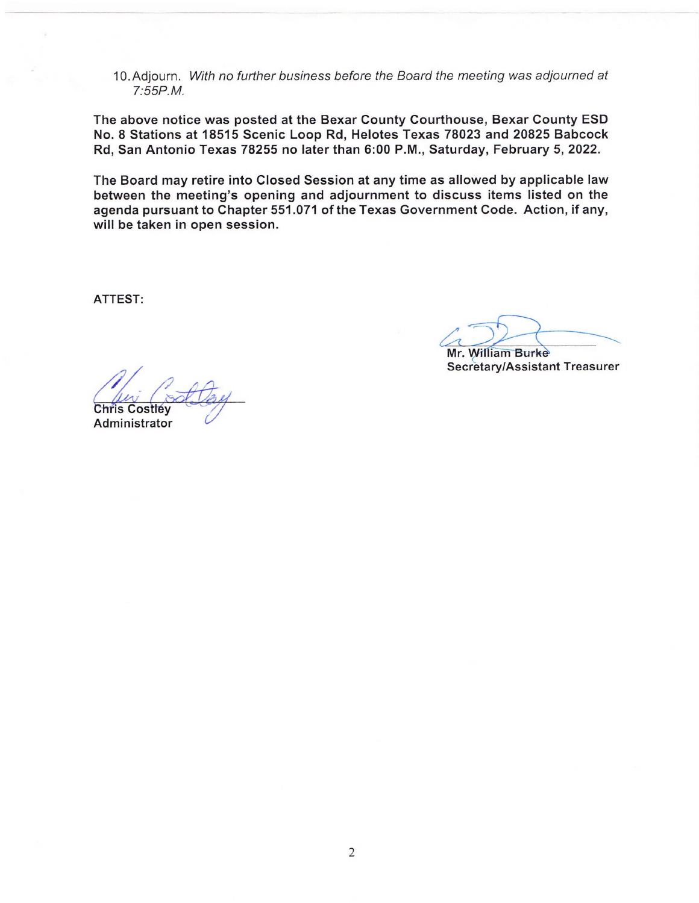10. Adjourn. *With no further business before the Board the meeting was adjourned at 7:55P.M.*

**The above notice was posted at the Bexar County Courthouse, Bexar County ESD No. 8 Stations at 18515 Scenic Loop Rd, Helotes Texas 78023 and 20825 Babcock Rd, San Antonio Texas 78255 no later than 6:00 P.M., Saturday, February 5, 2022.**

**The Board may retire into Closed Session at any time as allowed by applicable law between the meeting's opening and adjournment to discuss items listed on the agenda pursuant to Chapter 551.071 of the Texas Government Code. Action, if any, will be taken in open session.**

**ATTEST:**

**Mr. William Burke**
**Secretary/Assistant Treasurer**

**Chris Costley**
**Administrator**